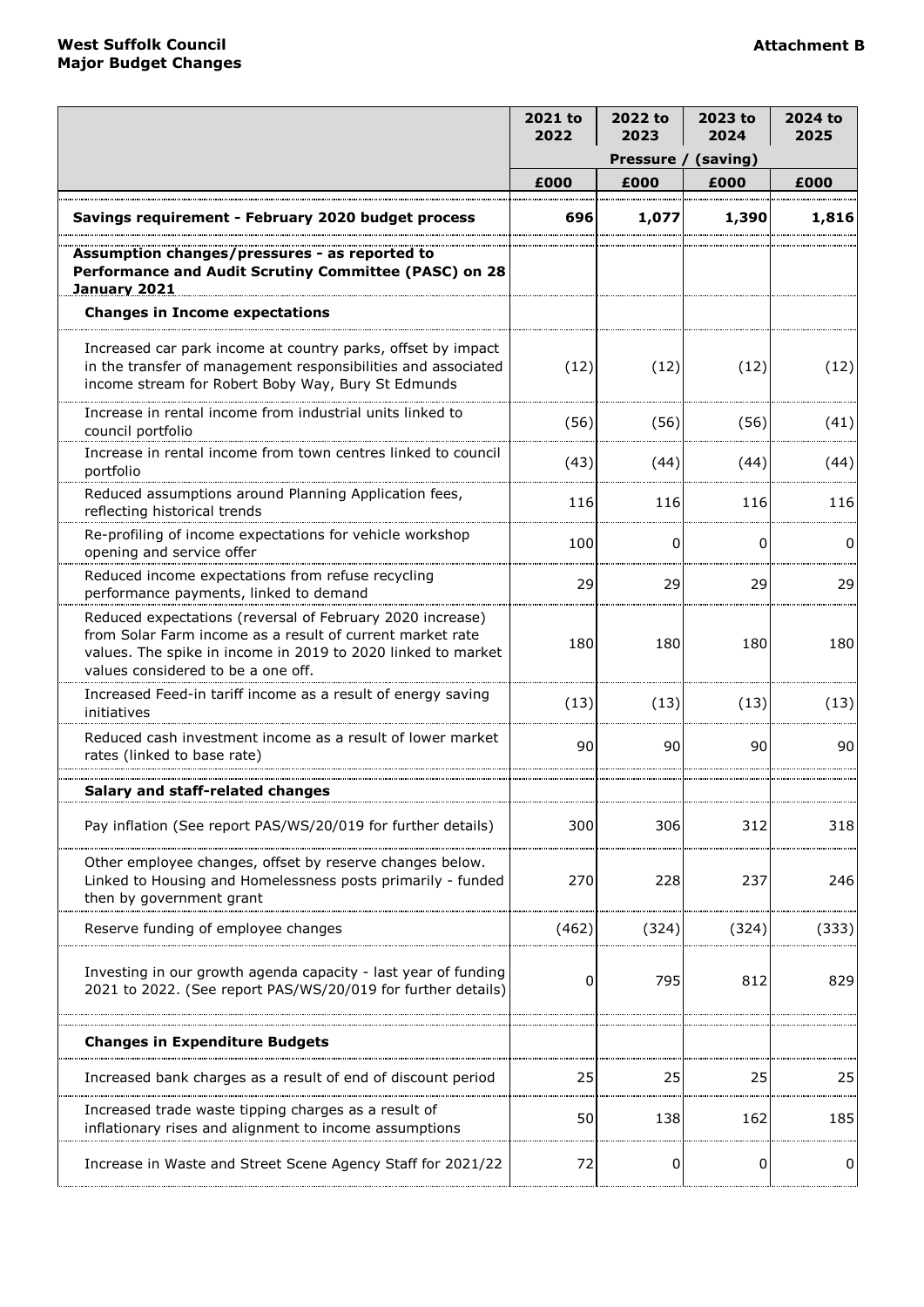**West Suffolk Council**
**Major Budget Changes**

**Attachment B**

| | 2021 to 2022 | 2022 to 2023 | 2023 to 2024 | 2024 to 2025 |
|---|---|---|---|---|
| | Pressure / (saving) | | | |
| | £000 | £000 | £000 | £000 |
| **Savings requirement - February 2020 budget process** | **696** | **1,077** | **1,390** | **1,816** |
| **Assumption changes/pressures - as reported to Performance and Audit Scrutiny Committee (PASC) on 28 January 2021** | | | | |
| **Changes in Income expectations** | | | | |
| Increased car park income at country parks, offset by impact in the transfer of management responsibilities and associated income stream for Robert Boby Way, Bury St Edmunds | (12) | (12) | (12) | (12) |
| Increase in rental income from industrial units linked to council portfolio | (56) | (56) | (56) | (41) |
| Increase in rental income from town centres linked to council portfolio | (43) | (44) | (44) | (44) |
| Reduced assumptions around Planning Application fees, reflecting historical trends | 116 | 116 | 116 | 116 |
| Re-profiling of income expectations for vehicle workshop opening and service offer | 100 | 0 | 0 | 0 |
| Reduced income expectations from refuse recycling performance payments, linked to demand | 29 | 29 | 29 | 29 |
| Reduced expectations (reversal of February 2020 increase) from Solar Farm income as a result of current market rate values. The spike in income in 2019 to 2020 linked to market values considered to be a one off. | 180 | 180 | 180 | 180 |
| Increased Feed-in tariff income as a result of energy saving initiatives | (13) | (13) | (13) | (13) |
| Reduced cash investment income as a result of lower market rates (linked to base rate) | 90 | 90 | 90 | 90 |
| **Salary and staff-related changes** | | | | |
| Pay inflation (See report PAS/WS/20/019 for further details) | 300 | 306 | 312 | 318 |
| Other employee changes, offset by reserve changes below. Linked to Housing and Homelessness posts primarily - funded then by government grant | 270 | 228 | 237 | 246 |
| Reserve funding of employee changes | (462) | (324) | (324) | (333) |
| Investing in our growth agenda capacity - last year of funding 2021 to 2022. (See report PAS/WS/20/019 for further details) | 0 | 795 | 812 | 829 |
| **Changes in Expenditure Budgets** | | | | |
| Increased bank charges as a result of end of discount period | 25 | 25 | 25 | 25 |
| Increased trade waste tipping charges as a result of inflationary rises and alignment to income assumptions | 50 | 138 | 162 | 185 |
| Increase in Waste and Street Scene Agency Staff for 2021/22 | 72 | 0 | 0 | 0 |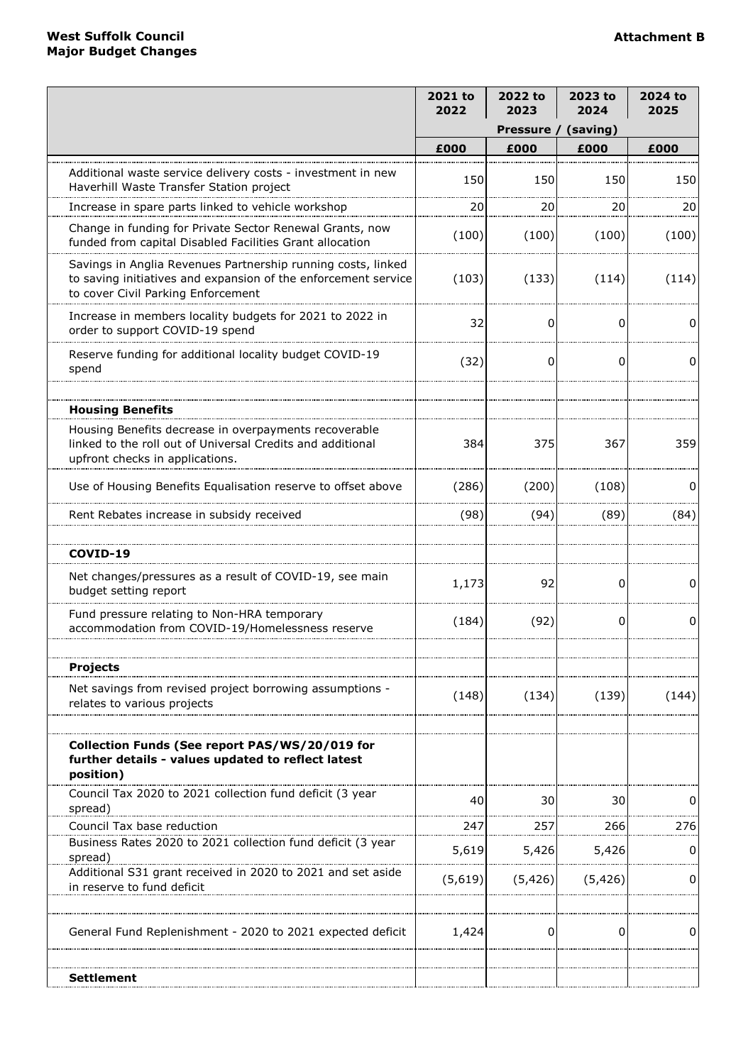**West Suffolk Council**
**Major Budget Changes**

**Attachment B**

| | 2021 to 2022 | 2022 to 2023 | 2023 to 2024 | 2024 to 2025 |
|---|---|---|---|---|
| | Pressure / (saving) | | | |
| | £000 | £000 | £000 | £000 |
| Additional waste service delivery costs - investment in new Haverhill Waste Transfer Station project | 150 | 150 | 150 | 150 |
| Increase in spare parts linked to vehicle workshop | 20 | 20 | 20 | 20 |
| Change in funding for Private Sector Renewal Grants, now funded from capital Disabled Facilities Grant allocation | (100) | (100) | (100) | (100) |
| Savings in Anglia Revenues Partnership running costs, linked to saving initiatives and expansion of the enforcement service to cover Civil Parking Enforcement | (103) | (133) | (114) | (114) |
| Increase in members locality budgets for 2021 to 2022 in order to support COVID-19 spend | 32 | 0 | 0 | 0 |
| Reserve funding for additional locality budget COVID-19 spend | (32) | 0 | 0 | 0 |
| | | | | |
| **Housing Benefits** | | | | |
| Housing Benefits decrease in overpayments recoverable linked to the roll out of Universal Credits and additional upfront checks in applications. | 384 | 375 | 367 | 359 |
| Use of Housing Benefits Equalisation reserve to offset above | (286) | (200) | (108) | 0 |
| Rent Rebates increase in subsidy received | (98) | (94) | (89) | (84) |
| | | | | |
| **COVID-19** | | | | |
| Net changes/pressures as a result of COVID-19, see main budget setting report | 1,173 | 92 | 0 | 0 |
| Fund pressure relating to Non-HRA temporary accommodation from COVID-19/Homelessness reserve | (184) | (92) | 0 | 0 |
| | | | | |
| **Projects** | | | | |
| Net savings from revised project borrowing assumptions - relates to various projects | (148) | (134) | (139) | (144) |
| | | | | |
| **Collection Funds (See report PAS/WS/20/019 for further details - values updated to reflect latest position)** | | | | |
| Council Tax 2020 to 2021 collection fund deficit (3 year spread) | 40 | 30 | 30 | 0 |
| Council Tax base reduction | 247 | 257 | 266 | 276 |
| Business Rates 2020 to 2021 collection fund deficit (3 year spread) | 5,619 | 5,426 | 5,426 | 0 |
| Additional S31 grant received in 2020 to 2021 and set aside in reserve to fund deficit | (5,619) | (5,426) | (5,426) | 0 |
| | | | | |
| General Fund Replenishment - 2020 to 2021 expected deficit | 1,424 | 0 | 0 | 0 |
| | | | | |
| **Settlement** | | | | |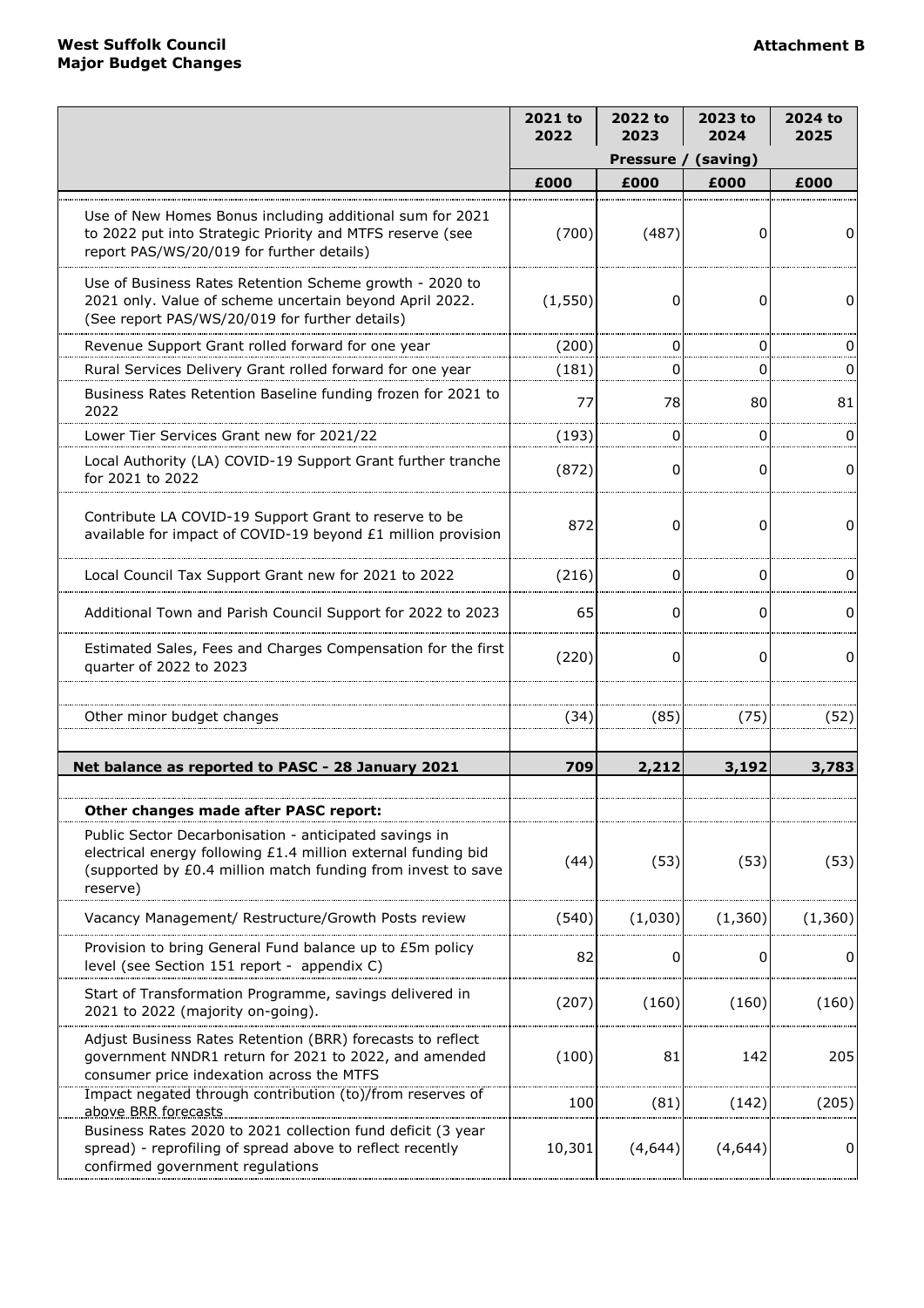**West Suffolk Council**
**Major Budget Changes**

**Attachment B**

| | 2021 to 2022 | 2022 to 2023 | 2023 to 2024 | 2024 to 2025 |
|---|---|---|---|---|
| | Pressure / (saving) | | | |
| | £000 | £000 | £000 | £000 |
| Use of New Homes Bonus including additional sum for 2021 to 2022 put into Strategic Priority and MTFS reserve (see report PAS/WS/20/019 for further details) | (700) | (487) | 0 | 0 |
| Use of Business Rates Retention Scheme growth - 2020 to 2021 only. Value of scheme uncertain beyond April 2022. (See report PAS/WS/20/019 for further details) | (1,550) | 0 | 0 | 0 |
| Revenue Support Grant rolled forward for one year | (200) | 0 | 0 | 0 |
| Rural Services Delivery Grant rolled forward for one year | (181) | 0 | 0 | 0 |
| Business Rates Retention Baseline funding frozen for 2021 to 2022 | 77 | 78 | 80 | 81 |
| Lower Tier Services Grant new for 2021/22 | (193) | 0 | 0 | 0 |
| Local Authority (LA) COVID-19 Support Grant further tranche for 2021 to 2022 | (872) | 0 | 0 | 0 |
| Contribute LA COVID-19 Support Grant to reserve to be available for impact of COVID-19 beyond £1 million provision | 872 | 0 | 0 | 0 |
| Local Council Tax Support Grant new for 2021 to 2022 | (216) | 0 | 0 | 0 |
| Additional Town and Parish Council Support for 2022 to 2023 | 65 | 0 | 0 | 0 |
| Estimated Sales, Fees and Charges Compensation for the first quarter of 2022 to 2023 | (220) | 0 | 0 | 0 |
| | | | | |
| Other minor budget changes | (34) | (85) | (75) | (52) |
| | | | | |
| **Net balance as reported to PASC - 28 January 2021** | **709** | **2,212** | **3,192** | **3,783** |
| | | | | |
| **Other changes made after PASC report:** | | | | |
| Public Sector Decarbonisation - anticipated savings in electrical energy following £1.4 million external funding bid (supported by £0.4 million match funding from invest to save reserve) | (44) | (53) | (53) | (53) |
| Vacancy Management/ Restructure/Growth Posts review | (540) | (1,030) | (1,360) | (1,360) |
| Provision to bring General Fund balance up to £5m policy level (see Section 151 report - appendix C) | 82 | 0 | 0 | 0 |
| Start of Transformation Programme, savings delivered in 2021 to 2022 (majority on-going). | (207) | (160) | (160) | (160) |
| Adjust Business Rates Retention (BRR) forecasts to reflect government NNDR1 return for 2021 to 2022, and amended consumer price indexation across the MTFS | (100) | 81 | 142 | 205 |
| Impact negated through contribution (to)/from reserves of above BRR forecasts | 100 | (81) | (142) | (205) |
| Business Rates 2020 to 2021 collection fund deficit (3 year spread) - reprofiling of spread above to reflect recently confirmed government regulations | 10,301 | (4,644) | (4,644) | 0 |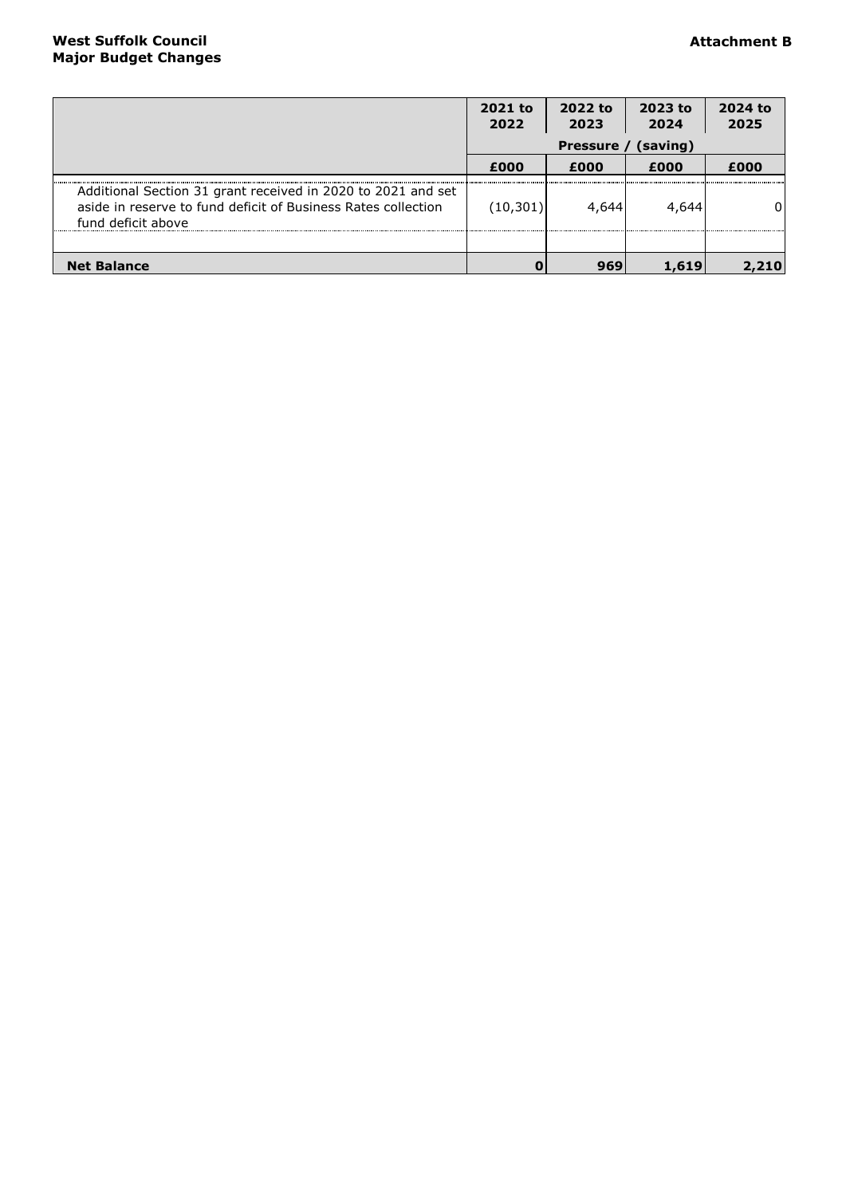**West Suffolk Council**
**Major Budget Changes**

**Attachment B**

| | 2021 to 2022 | 2022 to 2023 | 2023 to 2024 | 2024 to 2025 |
|---|---|---|---|---|
| | Pressure / (saving) | | | |
| | £000 | £000 | £000 | £000 |
| Additional Section 31 grant received in 2020 to 2021 and set aside in reserve to fund deficit of Business Rates collection fund deficit above | (10,301) | 4,644 | 4,644 | 0 |
| | | | | |
| **Net Balance** | **0** | **969** | **1,619** | **2,210** |